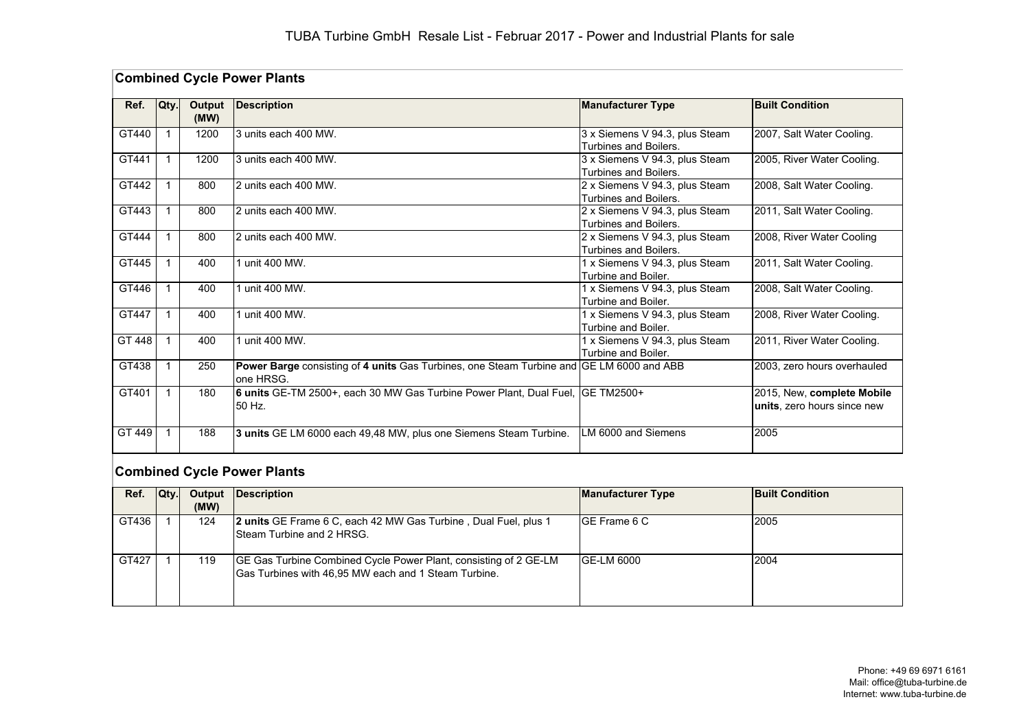# TUBA Turbine GmbH Resale List - Februar 2017 - Power and Industrial Plants for sale

## Combined Cycle Power Plants

| Ref. | Qty. | Output (MW) | Description | Manufacturer Type | Built Condition |
|---|---|---|---|---|---|
| GT440 | 1 | 1200 | 3 units each 400 MW. | 3 x Siemens V 94.3, plus Steam Turbines and Boilers. | 2007, Salt Water Cooling. |
| GT441 | 1 | 1200 | 3 units each 400 MW. | 3 x Siemens V 94.3, plus Steam Turbines and Boilers. | 2005, River Water Cooling. |
| GT442 | 1 | 800 | 2 units each 400 MW. | 2 x Siemens V 94.3, plus Steam Turbines and Boilers. | 2008, Salt Water Cooling. |
| GT443 | 1 | 800 | 2 units each 400 MW. | 2 x Siemens V 94.3, plus Steam Turbines and Boilers. | 2011, Salt Water Cooling. |
| GT444 | 1 | 800 | 2 units each 400 MW. | 2 x Siemens V 94.3, plus Steam Turbines and Boilers. | 2008, River Water Cooling |
| GT445 | 1 | 400 | 1 unit 400 MW. | 1 x Siemens V 94.3, plus Steam Turbine and Boiler. | 2011, Salt Water Cooling. |
| GT446 | 1 | 400 | 1 unit 400 MW. | 1 x Siemens V 94.3, plus Steam Turbine and Boiler. | 2008, Salt Water Cooling. |
| GT447 | 1 | 400 | 1 unit 400 MW. | 1 x Siemens V 94.3, plus Steam Turbine and Boiler. | 2008, River Water Cooling. |
| GT 448 | 1 | 400 | 1 unit 400 MW. | 1 x Siemens V 94.3, plus Steam Turbine and Boiler. | 2011, River Water Cooling. |
| GT438 | 1 | 250 | **Power Barge** consisting of **4 units** Gas Turbines, one Steam Turbine and one HRSG. | GE LM 6000 and ABB | 2003, zero hours overhauled |
| GT401 | 1 | 180 | **6 units** GE-TM 2500+, each 30 MW Gas Turbine Power Plant, Dual Fuel, 50 Hz. | GE TM2500+ | 2015, New, **complete Mobile units**, zero hours since new |
| GT 449 | 1 | 188 | **3 units** GE LM 6000 each 49,48 MW, plus one Siemens Steam Turbine. | LM 6000 and Siemens | 2005 |

## Combined Cycle Power Plants

| Ref. | Qty. | Output (MW) | Description | Manufacturer Type | Built Condition |
|---|---|---|---|---|---|
| GT436 | 1 | 124 | **2 units** GE Frame 6 C, each 42 MW Gas Turbine , Dual Fuel, plus 1 Steam Turbine and 2 HRSG. | GE Frame 6 C | 2005 |
| GT427 | 1 | 119 | GE Gas Turbine Combined Cycle Power Plant, consisting of 2 GE-LM Gas Turbines with 46,95 MW each and 1 Steam Turbine. | GE-LM 6000 | 2004 |

Phone: +49 69 6971 6161
Mail: office@tuba-turbine.de
Internet: www.tuba-turbine.de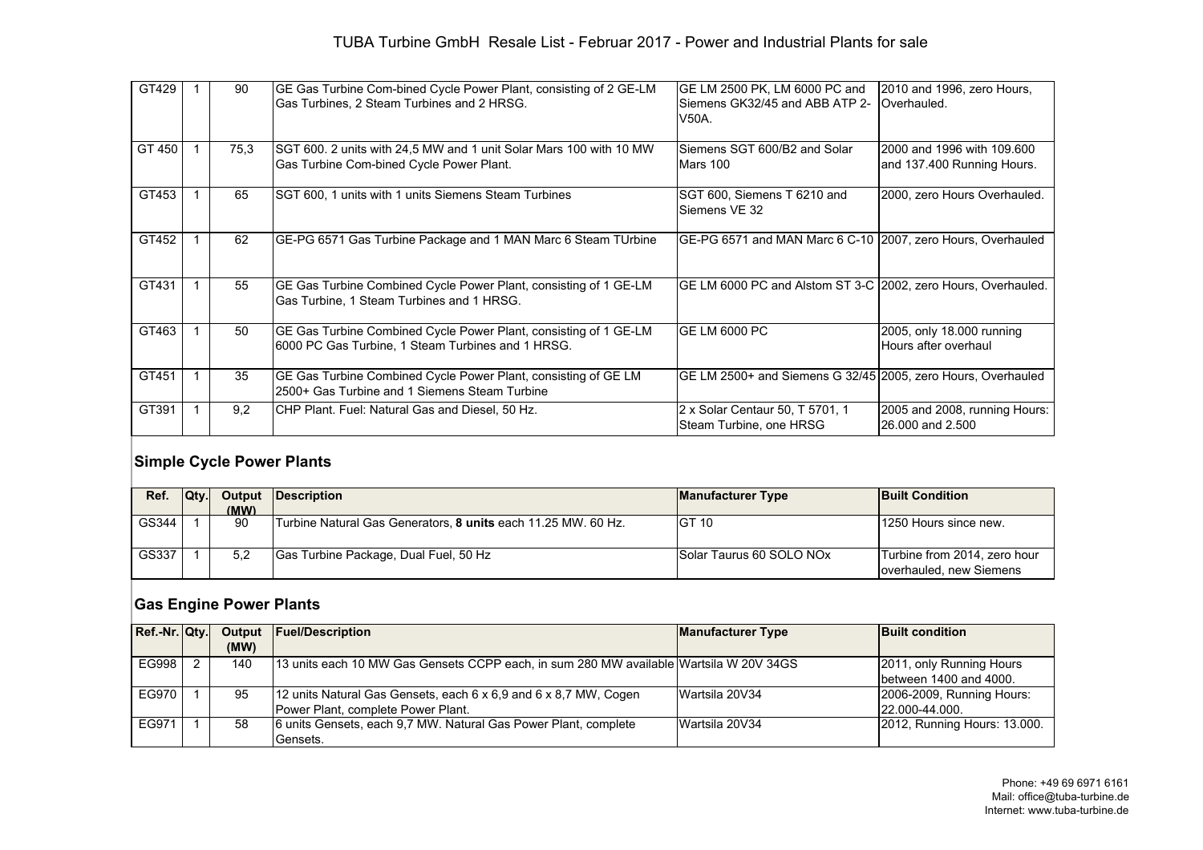TUBA Turbine GmbH  Resale List - Februar 2017 - Power and Industrial Plants for sale

| | | | | | |
|---|---|---|---|---|---|
| GT429 | 1 | 90 | GE Gas Turbine Com-bined Cycle Power Plant, consisting of 2 GE-LM Gas Turbines, 2 Steam Turbines and 2 HRSG. | GE LM 2500 PK, LM 6000 PC and Siemens GK32/45 and ABB ATP 2-V50A. | 2010 and 1996, zero Hours, Overhauled. |
| GT 450 | 1 | 75,3 | SGT 600. 2 units with 24,5 MW and 1 unit Solar Mars 100 with 10 MW Gas Turbine Com-bined Cycle Power Plant. | Siemens SGT 600/B2 and Solar Mars 100 | 2000 and 1996 with 109.600 and 137.400 Running Hours. |
| GT453 | 1 | 65 | SGT 600, 1 units with 1 units Siemens Steam Turbines | SGT 600, Siemens T 6210 and Siemens VE 32 | 2000, zero Hours Overhauled. |
| GT452 | 1 | 62 | GE-PG 6571 Gas Turbine Package and 1 MAN Marc 6 Steam TUrbine | GE-PG 6571 and MAN Marc 6 C-10 | 2007, zero Hours, Overhauled |
| GT431 | 1 | 55 | GE Gas Turbine Combined Cycle Power Plant, consisting of 1 GE-LM Gas Turbine, 1 Steam Turbines and 1 HRSG. | GE LM 6000 PC and Alstom ST 3-C | 2002, zero Hours, Overhauled. |
| GT463 | 1 | 50 | GE Gas Turbine Combined Cycle Power Plant, consisting of 1 GE-LM 6000 PC Gas Turbine, 1 Steam Turbines and 1 HRSG. | GE LM 6000 PC | 2005, only 18.000 running Hours after overhaul |
| GT451 | 1 | 35 | GE Gas Turbine Combined Cycle Power Plant, consisting of GE LM 2500+ Gas Turbine and 1 Siemens Steam Turbine | GE LM 2500+ and Siemens G 32/45 | 2005, zero Hours, Overhauled |
| GT391 | 1 | 9,2 | CHP Plant. Fuel: Natural Gas and Diesel, 50 Hz. | 2 x Solar Centaur 50, T 5701, 1 Steam Turbine, one HRSG | 2005 and 2008, running Hours: 26.000 and 2.500 |

## Simple Cycle Power Plants

| Ref. | Qty. | Output (MW) | Description | Manufacturer Type | Built Condition |
|---|---|---|---|---|---|
| GS344 | 1 | 90 | Turbine Natural Gas Generators, **8 units** each 11.25 MW. 60 Hz. | GT 10 | 1250 Hours since new. |
| GS337 | 1 | 5,2 | Gas Turbine Package, Dual Fuel, 50 Hz | Solar Taurus 60 SOLO NOx | Turbine from 2014, zero hour overhauled, new Siemens |

## Gas Engine Power Plants

| Ref.-Nr. | Qty. | Output (MW) | Fuel/Description | Manufacturer Type | Built condition |
|---|---|---|---|---|---|
| EG998 | 2 | 140 | 13 units each 10 MW Gas Gensets CCPP each, in sum 280 MW available | Wartsila W 20V 34GS | 2011, only Running Hours between 1400 and 4000. |
| EG970 | 1 | 95 | 12 units Natural Gas Gensets, each 6 x 6,9 and 6 x 8,7 MW, Cogen Power Plant, complete Power Plant. | Wartsila 20V34 | 2006-2009, Running Hours: 22.000-44.000. |
| EG971 | 1 | 58 | 6 units Gensets, each 9,7 MW. Natural Gas Power Plant, complete Gensets. | Wartsila 20V34 | 2012, Running Hours: 13.000. |

Phone: +49 69 6971 6161
Mail: office@tuba-turbine.de
Internet: www.tuba-turbine.de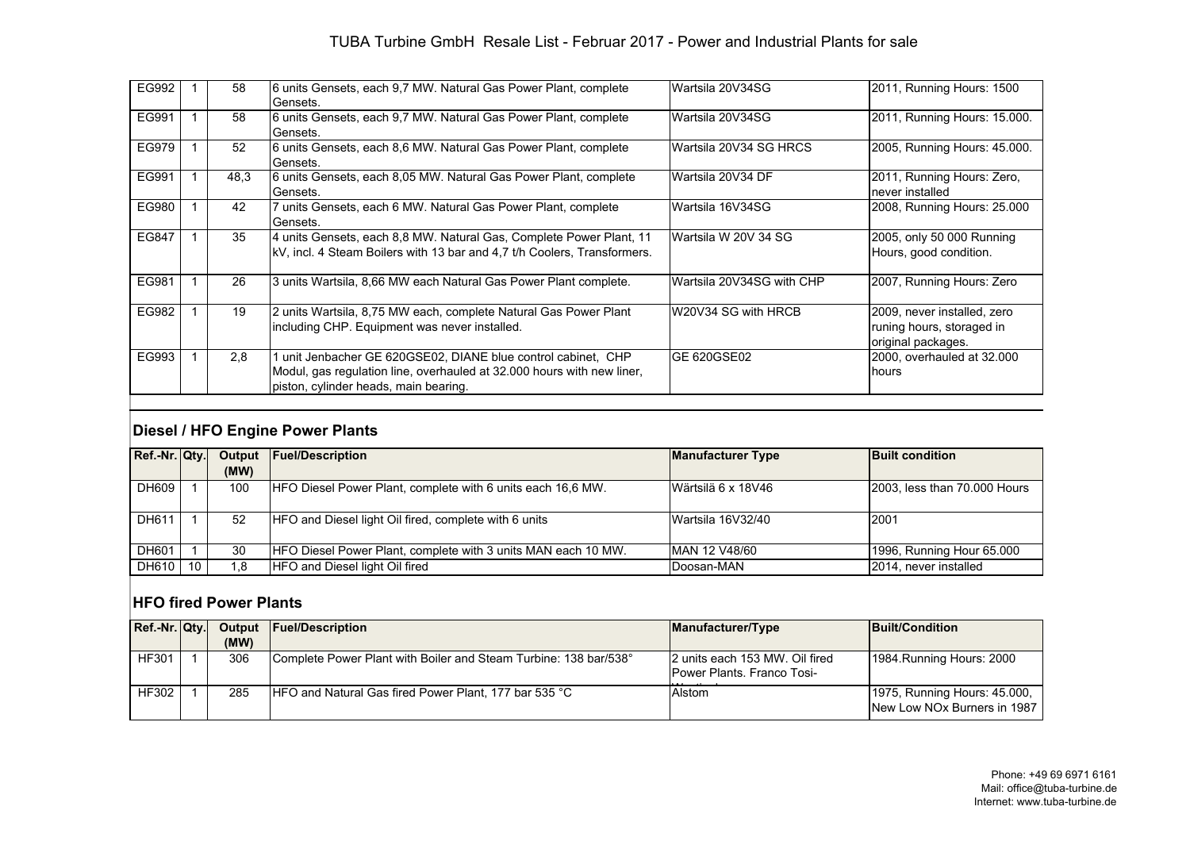| | | | | | |
|---|---|---|---|---|---|
| EG992 | 1 | 58 | 6 units Gensets, each 9,7 MW. Natural Gas Power Plant, complete Gensets. | Wartsila 20V34SG | 2011, Running Hours: 1500 |
| EG991 | 1 | 58 | 6 units Gensets, each 9,7 MW. Natural Gas Power Plant, complete Gensets. | Wartsila 20V34SG | 2011, Running Hours: 15.000. |
| EG979 | 1 | 52 | 6 units Gensets, each 8,6 MW. Natural Gas Power Plant, complete Gensets. | Wartsila 20V34 SG HRCS | 2005, Running Hours: 45.000. |
| EG991 | 1 | 48,3 | 6 units Gensets, each 8,05 MW. Natural Gas Power Plant, complete Gensets. | Wartsila 20V34 DF | 2011, Running Hours: Zero, never installed |
| EG980 | 1 | 42 | 7 units Gensets, each 6 MW. Natural Gas Power Plant, complete Gensets. | Wartsila 16V34SG | 2008, Running Hours: 25.000 |
| EG847 | 1 | 35 | 4 units Gensets, each 8,8 MW. Natural Gas, Complete Power Plant, 11 kV, incl. 4 Steam Boilers with 13 bar and 4,7 t/h Coolers, Transformers. | Wartsila W 20V 34 SG | 2005, only 50 000 Running Hours, good condition. |
| EG981 | 1 | 26 | 3 units Wartsila, 8,66 MW each Natural Gas Power Plant complete. | Wartsila 20V34SG with CHP | 2007, Running Hours: Zero |
| EG982 | 1 | 19 | 2 units Wartsila, 8,75 MW each, complete Natural Gas Power Plant including CHP. Equipment was never installed. | W20V34 SG with HRCB | 2009, never installed, zero runing hours, storaged in original packages. |
| EG993 | 1 | 2,8 | 1 unit Jenbacher GE 620GSE02, DIANE blue control cabinet, CHP Modul, gas regulation line, overhauled at 32.000 hours with new liner, piston, cylinder heads, main bearing. | GE 620GSE02 | 2000, overhauled at 32.000 hours |

## Diesel / HFO Engine Power Plants

| Ref.-Nr. | Qty. | Output (MW) | Fuel/Description | Manufacturer Type | Built condition |
|---|---|---|---|---|---|
| DH609 | 1 | 100 | HFO Diesel Power Plant, complete with 6 units each 16,6 MW. | Wärtsilä 6 x 18V46 | 2003, less than 70.000 Hours |
| DH611 | 1 | 52 | HFO and Diesel light Oil fired, complete with 6 units | Wartsila 16V32/40 | 2001 |
| DH601 | 1 | 30 | HFO Diesel Power Plant, complete with 3 units MAN each 10 MW. | MAN 12 V48/60 | 1996, Running Hour 65.000 |
| DH610 | 10 | 1,8 | HFO and Diesel light Oil fired | Doosan-MAN | 2014, never installed |

## HFO fired Power Plants

| Ref.-Nr. | Qty. | Output (MW) | Fuel/Description | Manufacturer/Type | Built/Condition |
|---|---|---|---|---|---|
| HF301 | 1 | 306 | Complete Power Plant with Boiler and Steam Turbine: 138 bar/538° | 2 units each 153 MW. Oil fired Power Plants. Franco Tosi- | 1984.Running Hours: 2000 |
| HF302 | 1 | 285 | HFO and Natural Gas fired Power Plant, 177 bar 535 °C | Alstom | 1975, Running Hours: 45.000, New Low NOx Burners in 1987 |

Phone: +49 69 6971 6161
Mail: office@tuba-turbine.de
Internet: www.tuba-turbine.de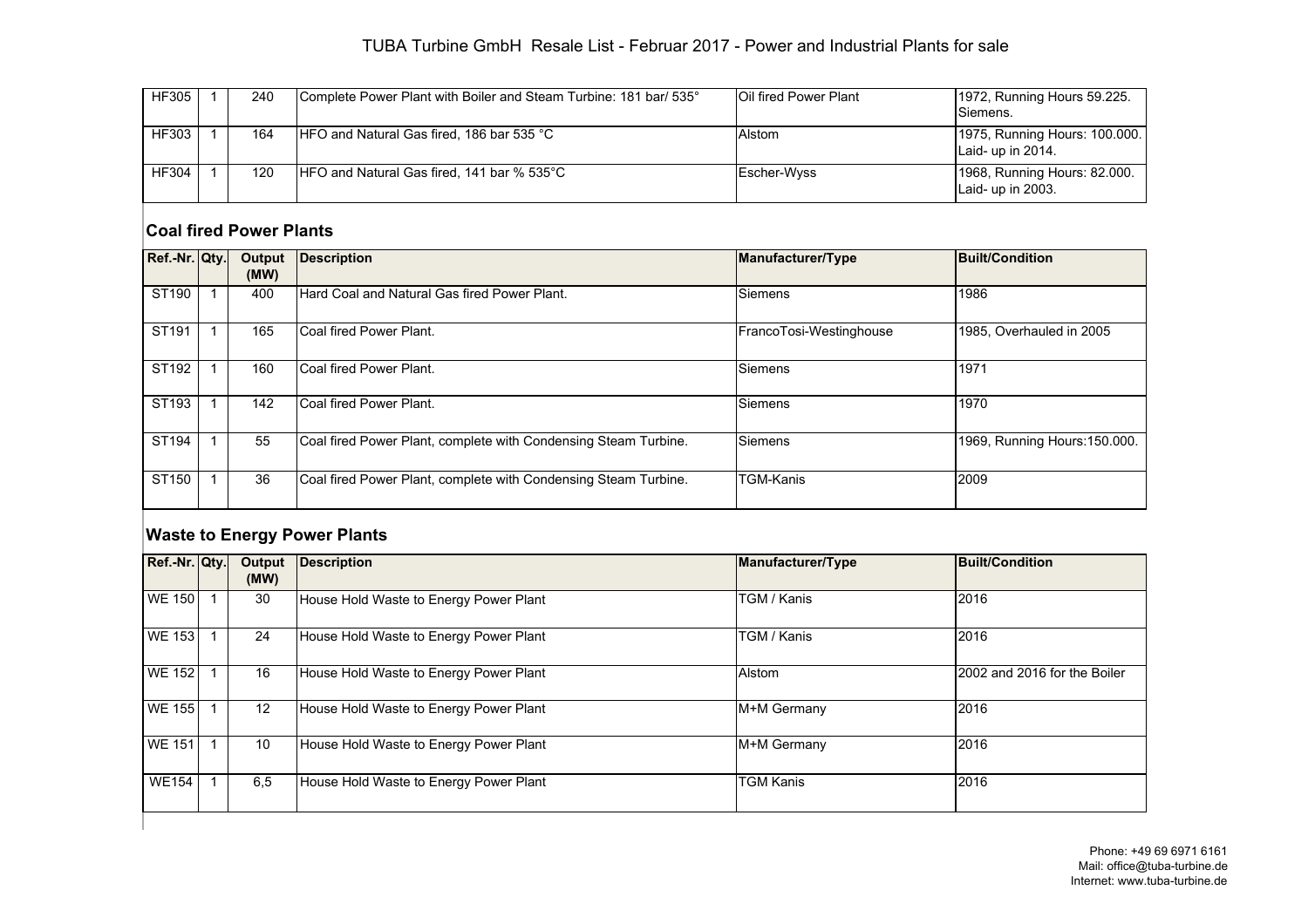| | | | | | |
|---|---|---|---|---|---|
| HF305 | 1 | 240 | Complete Power Plant with Boiler and Steam Turbine: 181 bar/ 535° | Oil fired Power Plant | 1972, Running Hours 59.225. Siemens. |
| HF303 | 1 | 164 | HFO and Natural Gas fired, 186 bar 535 °C | Alstom | 1975, Running Hours: 100.000. Laid- up in 2014. |
| HF304 | 1 | 120 | HFO and Natural Gas fired, 141 bar % 535°C | Escher-Wyss | 1968, Running Hours: 82.000. Laid- up in 2003. |

## Coal fired Power Plants

| Ref.-Nr. | Qty. | Output (MW) | Description | Manufacturer/Type | Built/Condition |
|---|---|---|---|---|---|
| ST190 | 1 | 400 | Hard Coal and Natural Gas fired Power Plant. | Siemens | 1986 |
| ST191 | 1 | 165 | Coal fired Power Plant. | FrancoTosi-Westinghouse | 1985, Overhauled in 2005 |
| ST192 | 1 | 160 | Coal fired Power Plant. | Siemens | 1971 |
| ST193 | 1 | 142 | Coal fired Power Plant. | Siemens | 1970 |
| ST194 | 1 | 55 | Coal fired Power Plant, complete with Condensing Steam Turbine. | Siemens | 1969, Running Hours:150.000. |
| ST150 | 1 | 36 | Coal fired Power Plant, complete with Condensing Steam Turbine. | TGM-Kanis | 2009 |

## Waste to Energy Power Plants

| Ref.-Nr. | Qty. | Output (MW) | Description | Manufacturer/Type | Built/Condition |
|---|---|---|---|---|---|
| WE 150 | 1 | 30 | House Hold Waste to Energy Power Plant | TGM / Kanis | 2016 |
| WE 153 | 1 | 24 | House Hold Waste to Energy Power Plant | TGM / Kanis | 2016 |
| WE 152 | 1 | 16 | House Hold Waste to Energy Power Plant | Alstom | 2002 and 2016 for the Boiler |
| WE 155 | 1 | 12 | House Hold Waste to Energy Power Plant | M+M Germany | 2016 |
| WE 151 | 1 | 10 | House Hold Waste to Energy Power Plant | M+M Germany | 2016 |
| WE154 | 1 | 6,5 | House Hold Waste to Energy Power Plant | TGM Kanis | 2016 |